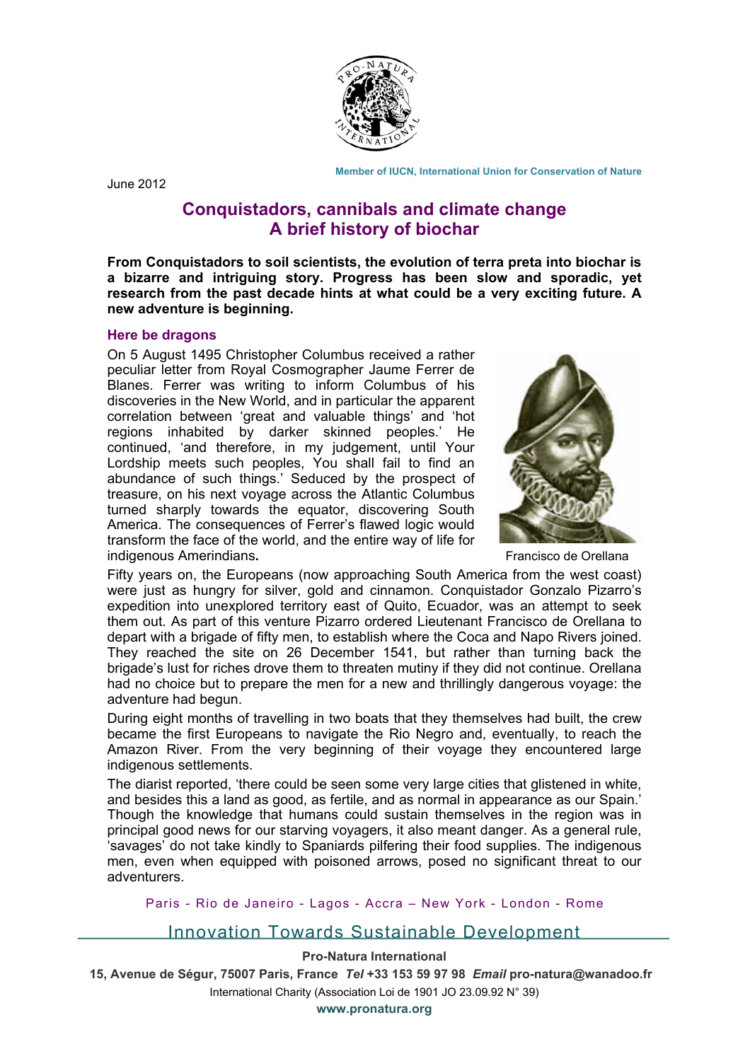Member of IUCN, International Union for Conservation of Nature

June 2012

# Conquistadors, cannibals and climate change
# A brief history of biochar

**From Conquistadors to soil scientists, the evolution of terra preta into biochar is a bizarre and intriguing story. Progress has been slow and sporadic, yet research from the past decade hints at what could be a very exciting future. A new adventure is beginning.**

## Here be dragons

On 5 August 1495 Christopher Columbus received a rather peculiar letter from Royal Cosmographer Jaume Ferrer de Blanes. Ferrer was writing to inform Columbus of his discoveries in the New World, and in particular the apparent correlation between 'great and valuable things' and 'hot regions inhabited by darker skinned peoples.' He continued, 'and therefore, in my judgement, until Your Lordship meets such peoples, You shall fail to find an abundance of such things.' Seduced by the prospect of treasure, on his next voyage across the Atlantic Columbus turned sharply towards the equator, discovering South America. The consequences of Ferrer's flawed logic would transform the face of the world, and the entire way of life for indigenous Amerindians**.**

Francisco de Orellana

Fifty years on, the Europeans (now approaching South America from the west coast) were just as hungry for silver, gold and cinnamon. Conquistador Gonzalo Pizarro's expedition into unexplored territory east of Quito, Ecuador, was an attempt to seek them out. As part of this venture Pizarro ordered Lieutenant Francisco de Orellana to depart with a brigade of fifty men, to establish where the Coca and Napo Rivers joined. They reached the site on 26 December 1541, but rather than turning back the brigade's lust for riches drove them to threaten mutiny if they did not continue. Orellana had no choice but to prepare the men for a new and thrillingly dangerous voyage: the adventure had begun.

During eight months of travelling in two boats that they themselves had built, the crew became the first Europeans to navigate the Rio Negro and, eventually, to reach the Amazon River. From the very beginning of their voyage they encountered large indigenous settlements.

The diarist reported, 'there could be seen some very large cities that glistened in white, and besides this a land as good, as fertile, and as normal in appearance as our Spain.' Though the knowledge that humans could sustain themselves in the region was in principal good news for our starving voyagers, it also meant danger. As a general rule, 'savages' do not take kindly to Spaniards pilfering their food supplies. The indigenous men, even when equipped with poisoned arrows, posed no significant threat to our adventurers.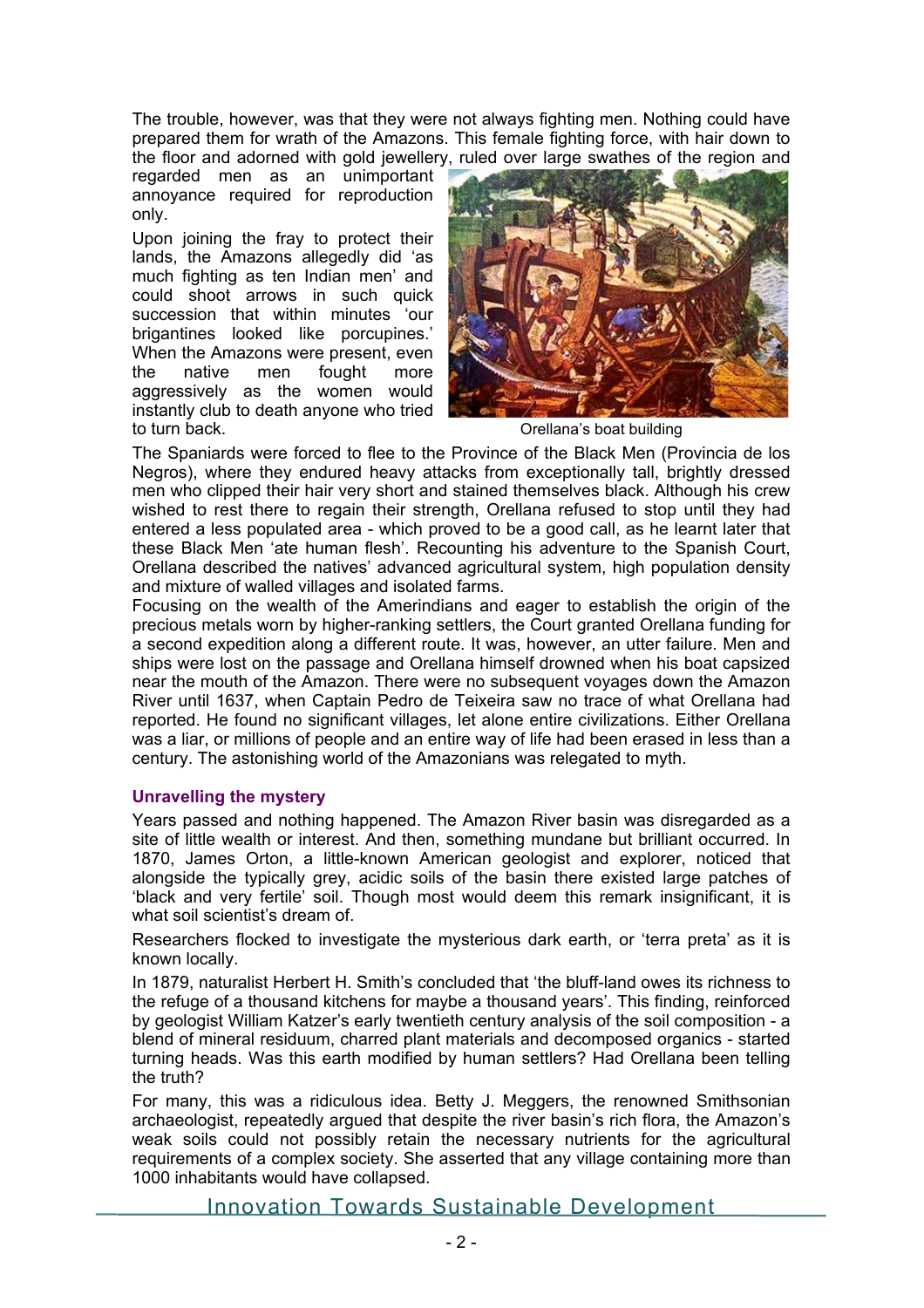The trouble, however, was that they were not always fighting men. Nothing could have prepared them for wrath of the Amazons. This female fighting force, with hair down to the floor and adorned with gold jewellery, ruled over large swathes of the region and regarded men as an unimportant annoyance required for reproduction only.

Upon joining the fray to protect their lands, the Amazons allegedly did 'as much fighting as ten Indian men' and could shoot arrows in such quick succession that within minutes 'our brigantines looked like porcupines.' When the Amazons were present, even the native men fought more aggressively as the women would instantly club to death anyone who tried to turn back.

Orellana's boat building

The Spaniards were forced to flee to the Province of the Black Men (Provincia de los Negros), where they endured heavy attacks from exceptionally tall, brightly dressed men who clipped their hair very short and stained themselves black. Although his crew wished to rest there to regain their strength, Orellana refused to stop until they had entered a less populated area - which proved to be a good call, as he learnt later that these Black Men 'ate human flesh'. Recounting his adventure to the Spanish Court, Orellana described the natives' advanced agricultural system, high population density and mixture of walled villages and isolated farms.

Focusing on the wealth of the Amerindians and eager to establish the origin of the precious metals worn by higher-ranking settlers, the Court granted Orellana funding for a second expedition along a different route. It was, however, an utter failure. Men and ships were lost on the passage and Orellana himself drowned when his boat capsized near the mouth of the Amazon. There were no subsequent voyages down the Amazon River until 1637, when Captain Pedro de Teixeira saw no trace of what Orellana had reported. He found no significant villages, let alone entire civilizations. Either Orellana was a liar, or millions of people and an entire way of life had been erased in less than a century. The astonishing world of the Amazonians was relegated to myth.

### Unravelling the mystery

Years passed and nothing happened. The Amazon River basin was disregarded as a site of little wealth or interest. And then, something mundane but brilliant occurred. In 1870, James Orton, a little-known American geologist and explorer, noticed that alongside the typically grey, acidic soils of the basin there existed large patches of 'black and very fertile' soil. Though most would deem this remark insignificant, it is what soil scientist's dream of.

Researchers flocked to investigate the mysterious dark earth, or 'terra preta' as it is known locally.

In 1879, naturalist Herbert H. Smith's concluded that 'the bluff-land owes its richness to the refuge of a thousand kitchens for maybe a thousand years'. This finding, reinforced by geologist William Katzer's early twentieth century analysis of the soil composition - a blend of mineral residuum, charred plant materials and decomposed organics - started turning heads. Was this earth modified by human settlers? Had Orellana been telling the truth?

For many, this was a ridiculous idea. Betty J. Meggers, the renowned Smithsonian archaeologist, repeatedly argued that despite the river basin's rich flora, the Amazon's weak soils could not possibly retain the necessary nutrients for the agricultural requirements of a complex society. She asserted that any village containing more than 1000 inhabitants would have collapsed.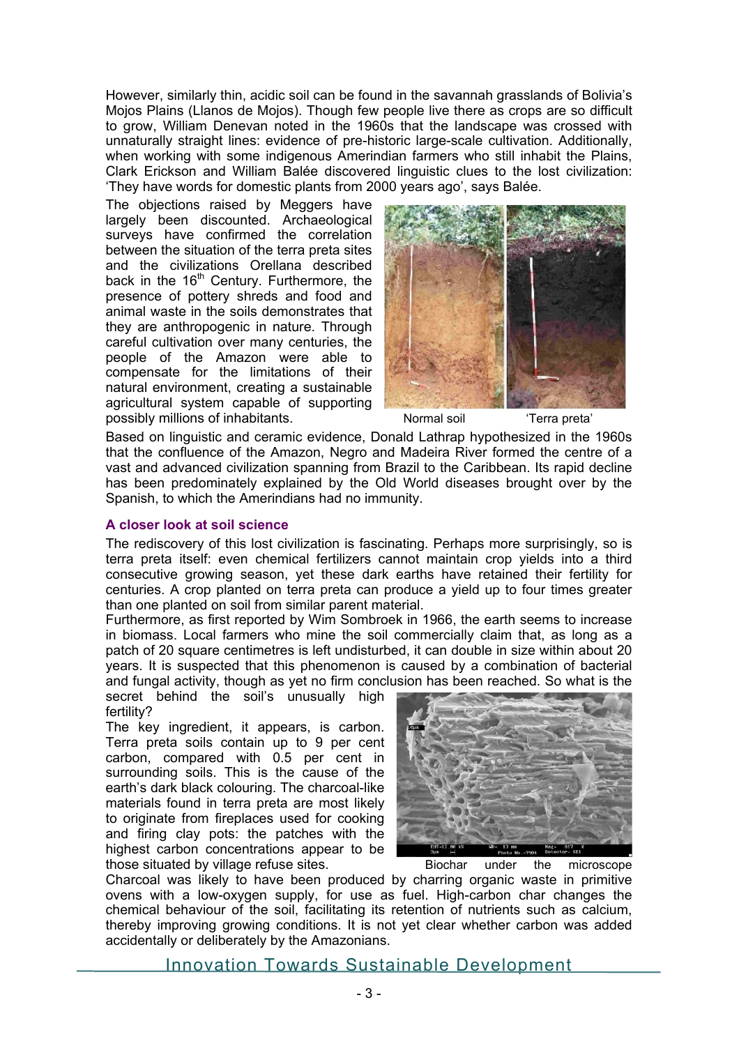However, similarly thin, acidic soil can be found in the savannah grasslands of Bolivia's Mojos Plains (Llanos de Mojos). Though few people live there as crops are so difficult to grow, William Denevan noted in the 1960s that the landscape was crossed with unnaturally straight lines: evidence of pre-historic large-scale cultivation. Additionally, when working with some indigenous Amerindian farmers who still inhabit the Plains, Clark Erickson and William Balée discovered linguistic clues to the lost civilization: 'They have words for domestic plants from 2000 years ago', says Balée.

The objections raised by Meggers have largely been discounted. Archaeological surveys have confirmed the correlation between the situation of the terra preta sites and the civilizations Orellana described back in the 16th Century. Furthermore, the presence of pottery shreds and food and animal waste in the soils demonstrates that they are anthropogenic in nature. Through careful cultivation over many centuries, the people of the Amazon were able to compensate for the limitations of their natural environment, creating a sustainable agricultural system capable of supporting possibly millions of inhabitants.

Normal soil 'Terra preta'

Based on linguistic and ceramic evidence, Donald Lathrap hypothesized in the 1960s that the confluence of the Amazon, Negro and Madeira River formed the centre of a vast and advanced civilization spanning from Brazil to the Caribbean. Its rapid decline has been predominately explained by the Old World diseases brought over by the Spanish, to which the Amerindians had no immunity.

### A closer look at soil science

The rediscovery of this lost civilization is fascinating. Perhaps more surprisingly, so is terra preta itself: even chemical fertilizers cannot maintain crop yields into a third consecutive growing season, yet these dark earths have retained their fertility for centuries. A crop planted on terra preta can produce a yield up to four times greater than one planted on soil from similar parent material.

Furthermore, as first reported by Wim Sombroek in 1966, the earth seems to increase in biomass. Local farmers who mine the soil commercially claim that, as long as a patch of 20 square centimetres is left undisturbed, it can double in size within about 20 years. It is suspected that this phenomenon is caused by a combination of bacterial and fungal activity, though as yet no firm conclusion has been reached. So what is the secret behind the soil's unusually high fertility?

The key ingredient, it appears, is carbon. Terra preta soils contain up to 9 per cent carbon, compared with 0.5 per cent in surrounding soils. This is the cause of the earth's dark black colouring. The charcoal-like materials found in terra preta are most likely to originate from fireplaces used for cooking and firing clay pots: the patches with the highest carbon concentrations appear to be those situated by village refuse sites.

Biochar under the microscope

Charcoal was likely to have been produced by charring organic waste in primitive ovens with a low-oxygen supply, for use as fuel. High-carbon char changes the chemical behaviour of the soil, facilitating its retention of nutrients such as calcium, thereby improving growing conditions. It is not yet clear whether carbon was added accidentally or deliberately by the Amazonians.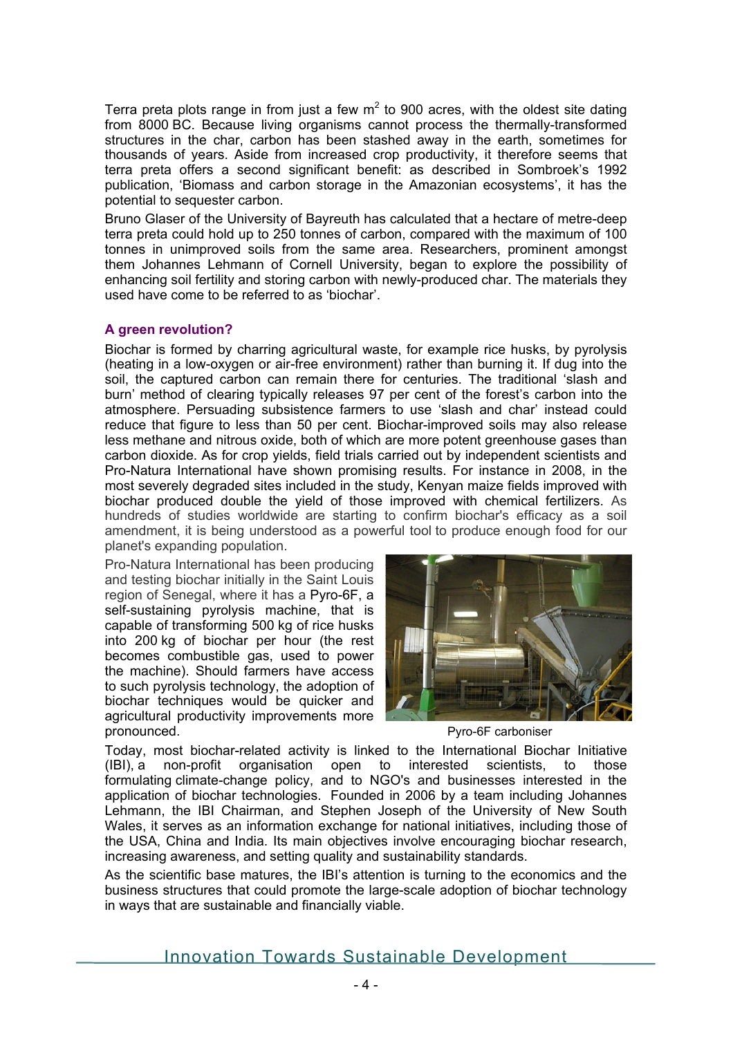Terra preta plots range in from just a few $m^2$ to 900 acres, with the oldest site dating from 8000 BC. Because living organisms cannot process the thermally-transformed structures in the char, carbon has been stashed away in the earth, sometimes for thousands of years. Aside from increased crop productivity, it therefore seems that terra preta offers a second significant benefit: as described in Sombroek's 1992 publication, 'Biomass and carbon storage in the Amazonian ecosystems', it has the potential to sequester carbon.

Bruno Glaser of the University of Bayreuth has calculated that a hectare of metre-deep terra preta could hold up to 250 tonnes of carbon, compared with the maximum of 100 tonnes in unimproved soils from the same area. Researchers, prominent amongst them Johannes Lehmann of Cornell University, began to explore the possibility of enhancing soil fertility and storing carbon with newly-produced char. The materials they used have come to be referred to as 'biochar'.

### A green revolution?

Biochar is formed by charring agricultural waste, for example rice husks, by pyrolysis (heating in a low-oxygen or air-free environment) rather than burning it. If dug into the soil, the captured carbon can remain there for centuries. The traditional 'slash and burn' method of clearing typically releases 97 per cent of the forest's carbon into the atmosphere. Persuading subsistence farmers to use 'slash and char' instead could reduce that figure to less than 50 per cent. Biochar-improved soils may also release less methane and nitrous oxide, both of which are more potent greenhouse gases than carbon dioxide. As for crop yields, field trials carried out by independent scientists and Pro-Natura International have shown promising results. For instance in 2008, in the most severely degraded sites included in the study, Kenyan maize fields improved with biochar produced double the yield of those improved with chemical fertilizers. As hundreds of studies worldwide are starting to confirm biochar's efficacy as a soil amendment, it is being understood as a powerful tool to produce enough food for our planet's expanding population.

Pro-Natura International has been producing and testing biochar initially in the Saint Louis region of Senegal, where it has a Pyro-6F, a self-sustaining pyrolysis machine, that is capable of transforming 500 kg of rice husks into 200 kg of biochar per hour (the rest becomes combustible gas, used to power the machine). Should farmers have access to such pyrolysis technology, the adoption of biochar techniques would be quicker and agricultural productivity improvements more pronounced.

Pyro-6F carboniser

Today, most biochar-related activity is linked to the International Biochar Initiative (IBI), a non-profit organisation open to interested scientists, to those formulating climate-change policy, and to NGO's and businesses interested in the application of biochar technologies. Founded in 2006 by a team including Johannes Lehmann, the IBI Chairman, and Stephen Joseph of the University of New South Wales, it serves as an information exchange for national initiatives, including those of the USA, China and India. Its main objectives involve encouraging biochar research, increasing awareness, and setting quality and sustainability standards.

As the scientific base matures, the IBI's attention is turning to the economics and the business structures that could promote the large-scale adoption of biochar technology in ways that are sustainable and financially viable.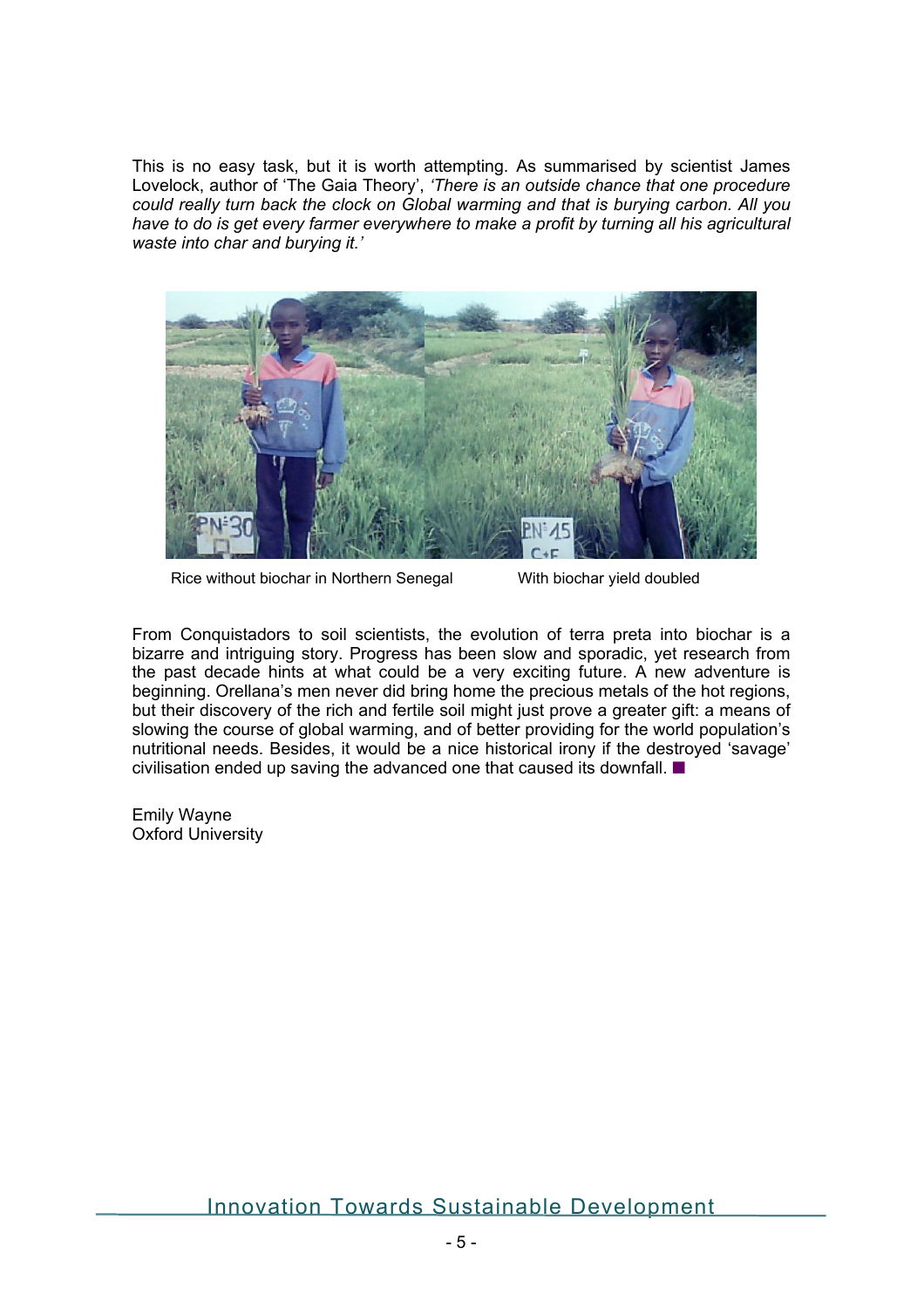This is no easy task, but it is worth attempting. As summarised by scientist James Lovelock, author of 'The Gaia Theory', *'There is an outside chance that one procedure could really turn back the clock on Global warming and that is burying carbon. All you have to do is get every farmer everywhere to make a profit by turning all his agricultural waste into char and burying it.'*

Rice without biochar in Northern Senegal          With biochar yield doubled

From Conquistadors to soil scientists, the evolution of terra preta into biochar is a bizarre and intriguing story. Progress has been slow and sporadic, yet research from the past decade hints at what could be a very exciting future. A new adventure is beginning. Orellana's men never did bring home the precious metals of the hot regions, but their discovery of the rich and fertile soil might just prove a greater gift: a means of slowing the course of global warming, and of better providing for the world population's nutritional needs. Besides, it would be a nice historical irony if the destroyed 'savage' civilisation ended up saving the advanced one that caused its downfall. ■

Emily Wayne
Oxford University